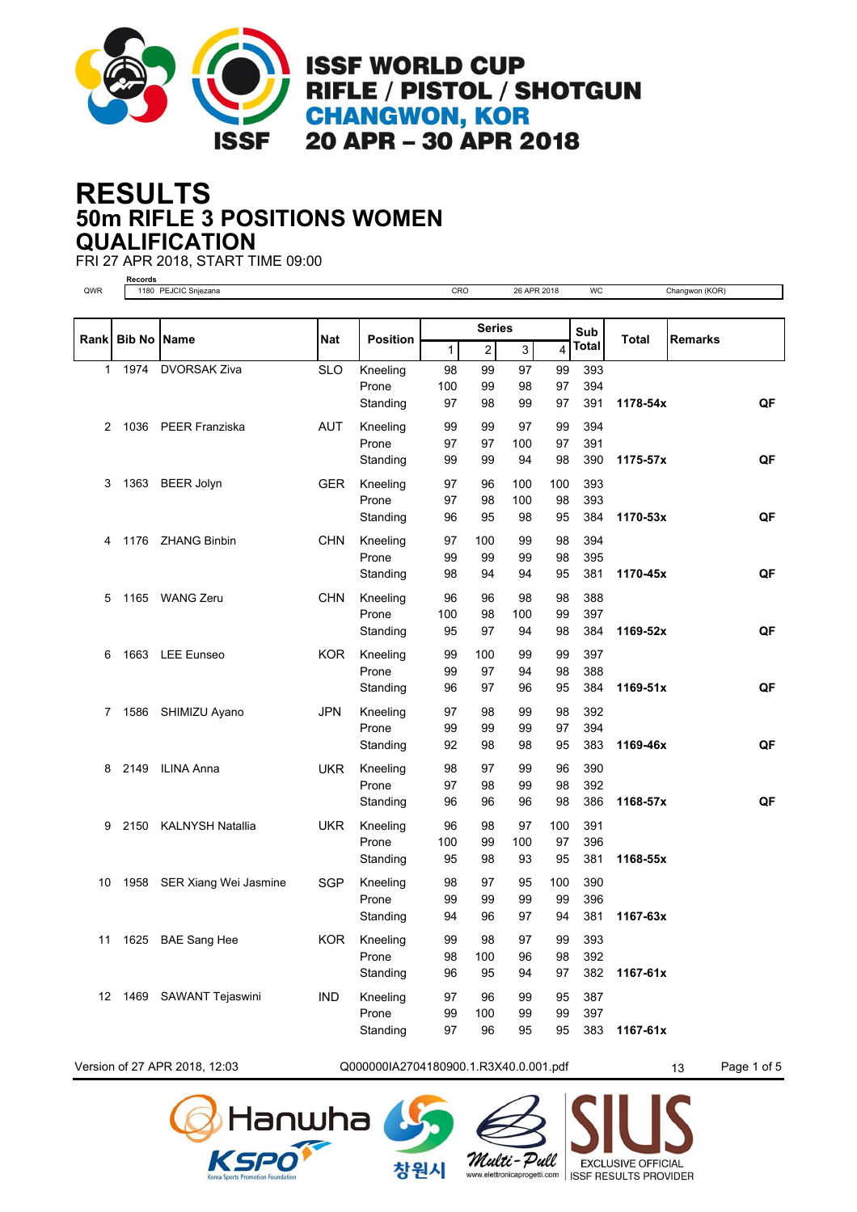# ISSF WORLD CUP
# RIFLE / PISTOL / SHOTGUN
# CHANGWON, KOR
# 20 APR – 30 APR 2018

# RESULTS
## 50m RIFLE 3 POSITIONS WOMEN
## QUALIFICATION

FRI 27 APR 2018, START TIME 09:00

**Records**

| | | | | | |
|---|---|---|---|---|---|
| QWR | 1180 PEJCIC Snjezana | CRO | 26 APR 2018 | WC | Changwon (KOR) |

| Rank | Bib No | Name | Nat | Position | Series 1 | 2 | 3 | 4 | Sub Total | Total | Remarks |
|---|---|---|---|---|---|---|---|---|---|---|---|
| 1 | 1974 | DVORSAK Ziva | SLO | Kneeling | 98 | 99 | 97 | 99 | 393 | | |
| | | | | Prone | 100 | 99 | 98 | 97 | 394 | | |
| | | | | Standing | 97 | 98 | 99 | 97 | 391 | **1178-54x** | **QF** |
| 2 | 1036 | PEER Franziska | AUT | Kneeling | 99 | 99 | 97 | 99 | 394 | | |
| | | | | Prone | 97 | 97 | 100 | 97 | 391 | | |
| | | | | Standing | 99 | 99 | 94 | 98 | 390 | **1175-57x** | **QF** |
| 3 | 1363 | BEER Jolyn | GER | Kneeling | 97 | 96 | 100 | 100 | 393 | | |
| | | | | Prone | 97 | 98 | 100 | 98 | 393 | | |
| | | | | Standing | 96 | 95 | 98 | 95 | 384 | **1170-53x** | **QF** |
| 4 | 1176 | ZHANG Binbin | CHN | Kneeling | 97 | 100 | 99 | 98 | 394 | | |
| | | | | Prone | 99 | 99 | 99 | 98 | 395 | | |
| | | | | Standing | 98 | 94 | 94 | 95 | 381 | **1170-45x** | **QF** |
| 5 | 1165 | WANG Zeru | CHN | Kneeling | 96 | 96 | 98 | 98 | 388 | | |
| | | | | Prone | 100 | 98 | 100 | 99 | 397 | | |
| | | | | Standing | 95 | 97 | 94 | 98 | 384 | **1169-52x** | **QF** |
| 6 | 1663 | LEE Eunseo | KOR | Kneeling | 99 | 100 | 99 | 99 | 397 | | |
| | | | | Prone | 99 | 97 | 94 | 98 | 388 | | |
| | | | | Standing | 96 | 97 | 96 | 95 | 384 | **1169-51x** | **QF** |
| 7 | 1586 | SHIMIZU Ayano | JPN | Kneeling | 97 | 98 | 99 | 98 | 392 | | |
| | | | | Prone | 99 | 99 | 99 | 97 | 394 | | |
| | | | | Standing | 92 | 98 | 98 | 95 | 383 | **1169-46x** | **QF** |
| 8 | 2149 | ILINA Anna | UKR | Kneeling | 98 | 97 | 99 | 96 | 390 | | |
| | | | | Prone | 97 | 98 | 99 | 98 | 392 | | |
| | | | | Standing | 96 | 96 | 96 | 98 | 386 | **1168-57x** | **QF** |
| 9 | 2150 | KALNYSH Natallia | UKR | Kneeling | 96 | 98 | 97 | 100 | 391 | | |
| | | | | Prone | 100 | 99 | 100 | 97 | 396 | | |
| | | | | Standing | 95 | 98 | 93 | 95 | 381 | **1168-55x** | |
| 10 | 1958 | SER Xiang Wei Jasmine | SGP | Kneeling | 98 | 97 | 95 | 100 | 390 | | |
| | | | | Prone | 99 | 99 | 99 | 99 | 396 | | |
| | | | | Standing | 94 | 96 | 97 | 94 | 381 | **1167-63x** | |
| 11 | 1625 | BAE Sang Hee | KOR | Kneeling | 99 | 98 | 97 | 99 | 393 | | |
| | | | | Prone | 98 | 100 | 96 | 98 | 392 | | |
| | | | | Standing | 96 | 95 | 94 | 97 | 382 | **1167-61x** | |
| 12 | 1469 | SAWANT Tejaswini | IND | Kneeling | 97 | 96 | 99 | 95 | 387 | | |
| | | | | Prone | 99 | 100 | 99 | 99 | 397 | | |
| | | | | Standing | 97 | 96 | 95 | 95 | 383 | **1167-61x** | |

Version of 27 APR 2018, 12:03 Q000000IA2704180900.1.R3X40.0.001.pdf 13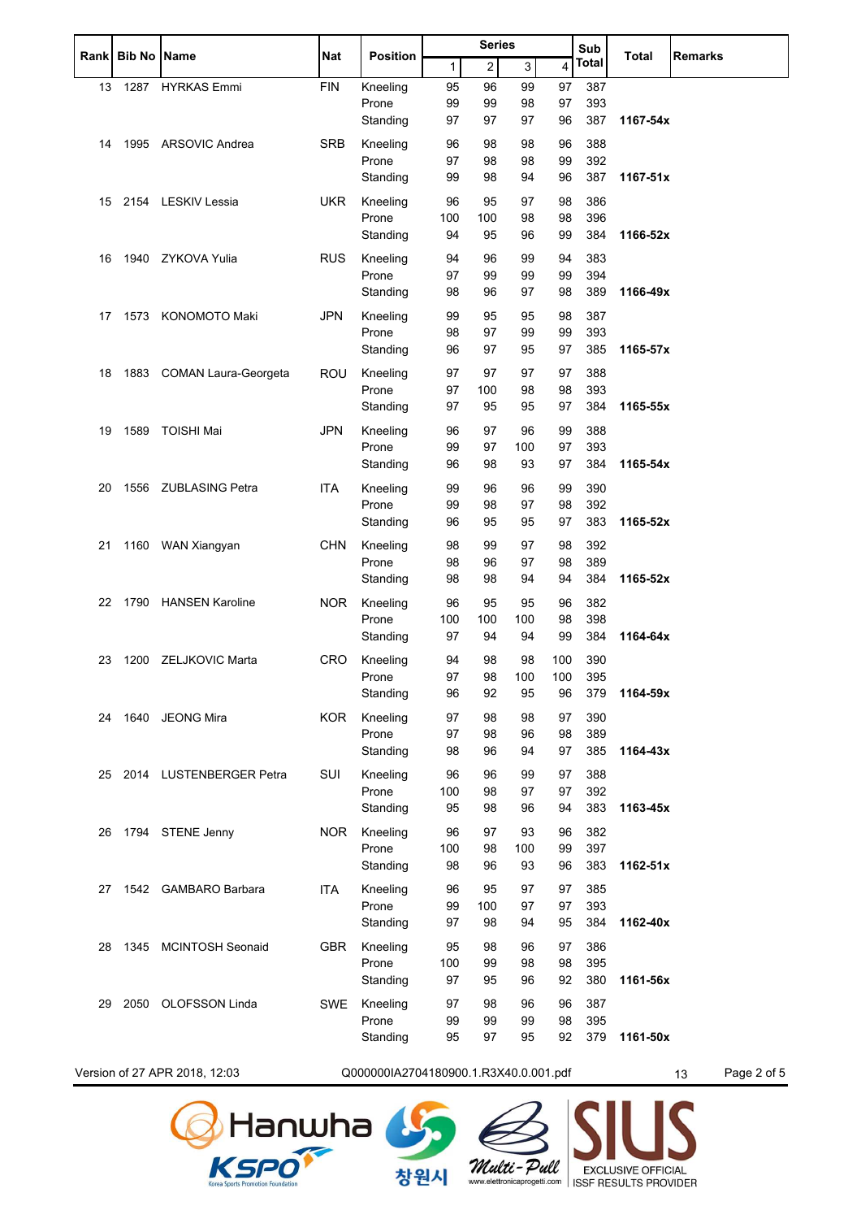| Rank | Bib No | Name | Nat | Position | Series | | | | Sub Total | Total | Remarks |
|---|---|---|---|---|---|---|---|---|---|---|---|
| | | | | | 1 | 2 | 3 | 4 | | | |
| 13 | 1287 | HYRKAS Emmi | FIN | Kneeling | 95 | 96 | 99 | 97 | 387 | | |
| | | | | Prone | 99 | 99 | 98 | 97 | 393 | | |
| | | | | Standing | 97 | 97 | 97 | 96 | 387 | **1167-54x** | |
| 14 | 1995 | ARSOVIC Andrea | SRB | Kneeling | 96 | 98 | 98 | 96 | 388 | | |
| | | | | Prone | 97 | 98 | 98 | 99 | 392 | | |
| | | | | Standing | 99 | 98 | 94 | 96 | 387 | **1167-51x** | |
| 15 | 2154 | LESKIV Lessia | UKR | Kneeling | 96 | 95 | 97 | 98 | 386 | | |
| | | | | Prone | 100 | 100 | 98 | 98 | 396 | | |
| | | | | Standing | 94 | 95 | 96 | 99 | 384 | **1166-52x** | |
| 16 | 1940 | ZYKOVA Yulia | RUS | Kneeling | 94 | 96 | 99 | 94 | 383 | | |
| | | | | Prone | 97 | 99 | 99 | 99 | 394 | | |
| | | | | Standing | 98 | 96 | 97 | 98 | 389 | **1166-49x** | |
| 17 | 1573 | KONOMOTO Maki | JPN | Kneeling | 99 | 95 | 95 | 98 | 387 | | |
| | | | | Prone | 98 | 97 | 99 | 99 | 393 | | |
| | | | | Standing | 96 | 97 | 95 | 97 | 385 | **1165-57x** | |
| 18 | 1883 | COMAN Laura-Georgeta | ROU | Kneeling | 97 | 97 | 97 | 97 | 388 | | |
| | | | | Prone | 97 | 100 | 98 | 98 | 393 | | |
| | | | | Standing | 97 | 95 | 95 | 97 | 384 | **1165-55x** | |
| 19 | 1589 | TOISHI Mai | JPN | Kneeling | 96 | 97 | 96 | 99 | 388 | | |
| | | | | Prone | 99 | 97 | 100 | 97 | 393 | | |
| | | | | Standing | 96 | 98 | 93 | 97 | 384 | **1165-54x** | |
| 20 | 1556 | ZUBLASING Petra | ITA | Kneeling | 99 | 96 | 96 | 99 | 390 | | |
| | | | | Prone | 99 | 98 | 97 | 98 | 392 | | |
| | | | | Standing | 96 | 95 | 95 | 97 | 383 | **1165-52x** | |
| 21 | 1160 | WAN Xiangyan | CHN | Kneeling | 98 | 99 | 97 | 98 | 392 | | |
| | | | | Prone | 98 | 96 | 97 | 98 | 389 | | |
| | | | | Standing | 98 | 98 | 94 | 94 | 384 | **1165-52x** | |
| 22 | 1790 | HANSEN Karoline | NOR | Kneeling | 96 | 95 | 95 | 96 | 382 | | |
| | | | | Prone | 100 | 100 | 100 | 98 | 398 | | |
| | | | | Standing | 97 | 94 | 94 | 99 | 384 | **1164-64x** | |
| 23 | 1200 | ZELJKOVIC Marta | CRO | Kneeling | 94 | 98 | 98 | 100 | 390 | | |
| | | | | Prone | 97 | 98 | 100 | 100 | 395 | | |
| | | | | Standing | 96 | 92 | 95 | 96 | 379 | **1164-59x** | |
| 24 | 1640 | JEONG Mira | KOR | Kneeling | 97 | 98 | 98 | 97 | 390 | | |
| | | | | Prone | 97 | 98 | 96 | 98 | 389 | | |
| | | | | Standing | 98 | 96 | 94 | 97 | 385 | **1164-43x** | |
| 25 | 2014 | LUSTENBERGER Petra | SUI | Kneeling | 96 | 96 | 99 | 97 | 388 | | |
| | | | | Prone | 100 | 98 | 97 | 97 | 392 | | |
| | | | | Standing | 95 | 98 | 96 | 94 | 383 | **1163-45x** | |
| 26 | 1794 | STENE Jenny | NOR | Kneeling | 96 | 97 | 93 | 96 | 382 | | |
| | | | | Prone | 100 | 98 | 100 | 99 | 397 | | |
| | | | | Standing | 98 | 96 | 93 | 96 | 383 | **1162-51x** | |
| 27 | 1542 | GAMBARO Barbara | ITA | Kneeling | 96 | 95 | 97 | 97 | 385 | | |
| | | | | Prone | 99 | 100 | 97 | 97 | 393 | | |
| | | | | Standing | 97 | 98 | 94 | 95 | 384 | **1162-40x** | |
| 28 | 1345 | MCINTOSH Seonaid | GBR | Kneeling | 95 | 98 | 96 | 97 | 386 | | |
| | | | | Prone | 100 | 99 | 98 | 98 | 395 | | |
| | | | | Standing | 97 | 95 | 96 | 92 | 380 | **1161-56x** | |
| 29 | 2050 | OLOFSSON Linda | SWE | Kneeling | 97 | 98 | 96 | 96 | 387 | | |
| | | | | Prone | 99 | 99 | 99 | 98 | 395 | | |
| | | | | Standing | 95 | 97 | 95 | 92 | 379 | **1161-50x** | |

Version of 27 APR 2018, 12:03 Q000000IA2704180900.1.R3X40.0.001.pdf 13

EXCLUSIVE OFFICIAL ISSF RESULTS PROVIDER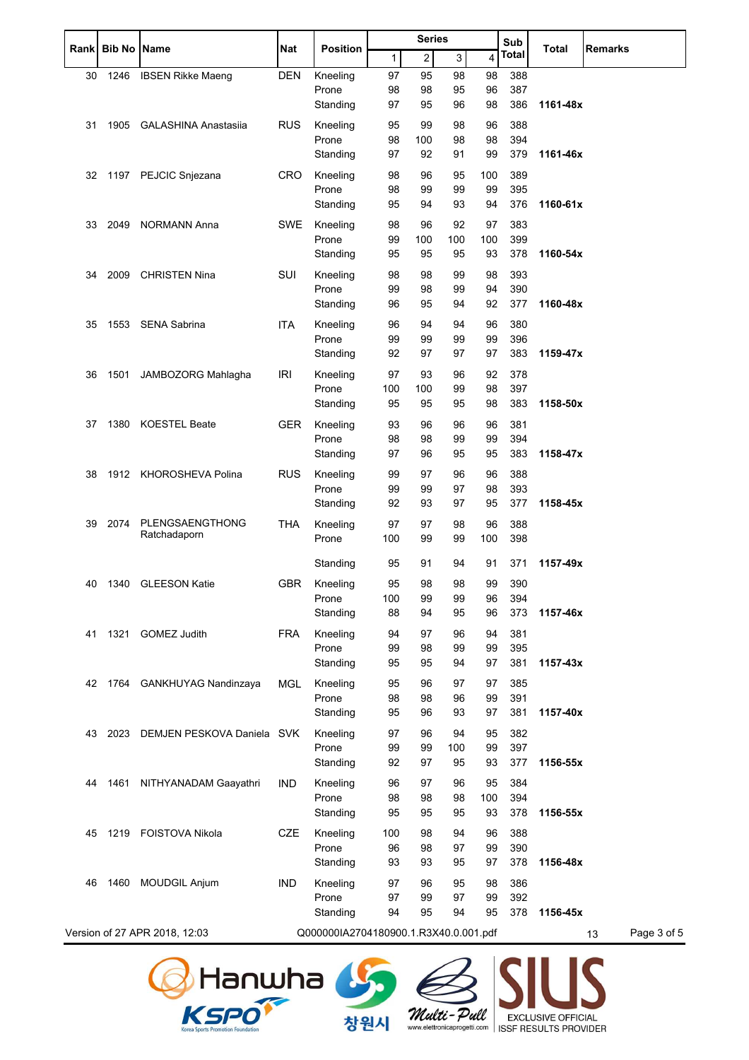| Rank | Bib No | Name | Nat | Position | Series 1 | 2 | 3 | 4 | Sub Total | Total | Remarks |
|---|---|---|---|---|---|---|---|---|---|---|---|
| 30 | 1246 | IBSEN Rikke Maeng | DEN | Kneeling | 97 | 95 | 98 | 98 | 388 | | |
| | | | | Prone | 98 | 98 | 95 | 96 | 387 | | |
| | | | | Standing | 97 | 95 | 96 | 98 | 386 | **1161-48x** | |
| 31 | 1905 | GALASHINA Anastasiia | RUS | Kneeling | 95 | 99 | 98 | 96 | 388 | | |
| | | | | Prone | 98 | 100 | 98 | 98 | 394 | | |
| | | | | Standing | 97 | 92 | 91 | 99 | 379 | **1161-46x** | |
| 32 | 1197 | PEJCIC Snjezana | CRO | Kneeling | 98 | 96 | 95 | 100 | 389 | | |
| | | | | Prone | 98 | 99 | 99 | 99 | 395 | | |
| | | | | Standing | 95 | 94 | 93 | 94 | 376 | **1160-61x** | |
| 33 | 2049 | NORMANN Anna | SWE | Kneeling | 98 | 96 | 92 | 97 | 383 | | |
| | | | | Prone | 99 | 100 | 100 | 100 | 399 | | |
| | | | | Standing | 95 | 95 | 95 | 93 | 378 | **1160-54x** | |
| 34 | 2009 | CHRISTEN Nina | SUI | Kneeling | 98 | 98 | 99 | 98 | 393 | | |
| | | | | Prone | 99 | 98 | 99 | 94 | 390 | | |
| | | | | Standing | 96 | 95 | 94 | 92 | 377 | **1160-48x** | |
| 35 | 1553 | SENA Sabrina | ITA | Kneeling | 96 | 94 | 94 | 96 | 380 | | |
| | | | | Prone | 99 | 99 | 99 | 99 | 396 | | |
| | | | | Standing | 92 | 97 | 97 | 97 | 383 | **1159-47x** | |
| 36 | 1501 | JAMBOZORG Mahlagha | IRI | Kneeling | 97 | 93 | 96 | 92 | 378 | | |
| | | | | Prone | 100 | 100 | 99 | 98 | 397 | | |
| | | | | Standing | 95 | 95 | 95 | 98 | 383 | **1158-50x** | |
| 37 | 1380 | KOESTEL Beate | GER | Kneeling | 93 | 96 | 96 | 96 | 381 | | |
| | | | | Prone | 98 | 98 | 99 | 99 | 394 | | |
| | | | | Standing | 97 | 96 | 95 | 95 | 383 | **1158-47x** | |
| 38 | 1912 | KHOROSHEVA Polina | RUS | Kneeling | 99 | 97 | 96 | 96 | 388 | | |
| | | | | Prone | 99 | 99 | 97 | 98 | 393 | | |
| | | | | Standing | 92 | 93 | 97 | 95 | 377 | **1158-45x** | |
| 39 | 2074 | PLENGSAENGTHONG Ratchadaporn | THA | Kneeling | 97 | 97 | 98 | 96 | 388 | | |
| | | | | Prone | 100 | 99 | 99 | 100 | 398 | | |
| | | | | Standing | 95 | 91 | 94 | 91 | 371 | **1157-49x** | |
| 40 | 1340 | GLEESON Katie | GBR | Kneeling | 95 | 98 | 98 | 99 | 390 | | |
| | | | | Prone | 100 | 99 | 99 | 96 | 394 | | |
| | | | | Standing | 88 | 94 | 95 | 96 | 373 | **1157-46x** | |
| 41 | 1321 | GOMEZ Judith | FRA | Kneeling | 94 | 97 | 96 | 94 | 381 | | |
| | | | | Prone | 99 | 98 | 99 | 99 | 395 | | |
| | | | | Standing | 95 | 95 | 94 | 97 | 381 | **1157-43x** | |
| 42 | 1764 | GANKHUYAG Nandinzaya | MGL | Kneeling | 95 | 96 | 97 | 97 | 385 | | |
| | | | | Prone | 98 | 98 | 96 | 99 | 391 | | |
| | | | | Standing | 95 | 96 | 93 | 97 | 381 | **1157-40x** | |
| 43 | 2023 | DEMJEN PESKOVA Daniela | SVK | Kneeling | 97 | 96 | 94 | 95 | 382 | | |
| | | | | Prone | 99 | 99 | 100 | 99 | 397 | | |
| | | | | Standing | 92 | 97 | 95 | 93 | 377 | **1156-55x** | |
| 44 | 1461 | NITHYANADAM Gaayathri | IND | Kneeling | 96 | 97 | 96 | 95 | 384 | | |
| | | | | Prone | 98 | 98 | 98 | 100 | 394 | | |
| | | | | Standing | 95 | 95 | 95 | 93 | 378 | **1156-55x** | |
| 45 | 1219 | FOISTOVA Nikola | CZE | Kneeling | 100 | 98 | 94 | 96 | 388 | | |
| | | | | Prone | 96 | 98 | 97 | 99 | 390 | | |
| | | | | Standing | 93 | 93 | 95 | 97 | 378 | **1156-48x** | |
| 46 | 1460 | MOUDGIL Anjum | IND | Kneeling | 97 | 96 | 95 | 98 | 386 | | |
| | | | | Prone | 97 | 99 | 97 | 99 | 392 | | |
| | | | | Standing | 94 | 95 | 94 | 95 | 378 | **1156-45x** | |

Version of 27 APR 2018, 12:03 Q000000IA2704180900.1.R3X40.0.001.pdf 13

Hanwha KSPO Korea Sports Promotion Foundation 창원시 Multi-Pull www.elettronicaprogetti.com SIUS EXCLUSIVE OFFICIAL ISSF RESULTS PROVIDER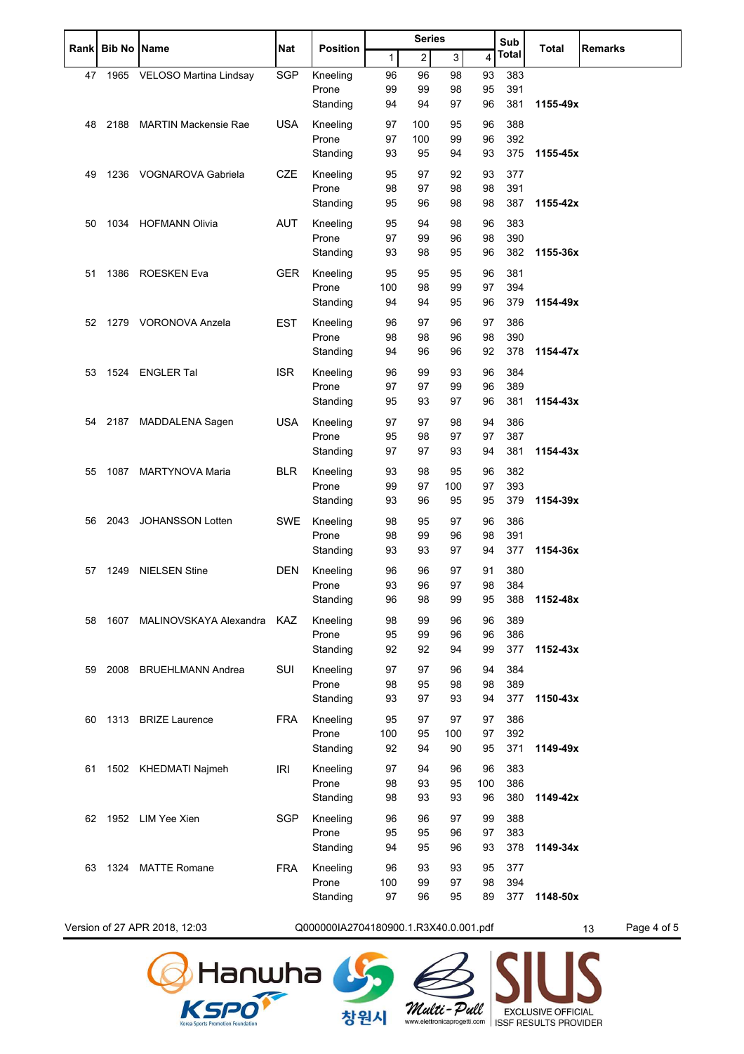| Rank | Bib No | Name | Nat | Position | Series 1 | 2 | 3 | 4 | Sub Total | Total | Remarks |
|---|---|---|---|---|---|---|---|---|---|---|---|
| 47 | 1965 | VELOSO Martina Lindsay | SGP | Kneeling | 96 | 96 | 98 | 93 | 383 | | |
| | | | | Prone | 99 | 99 | 98 | 95 | 391 | | |
| | | | | Standing | 94 | 94 | 97 | 96 | 381 | **1155-49x** | |
| 48 | 2188 | MARTIN Mackensie Rae | USA | Kneeling | 97 | 100 | 95 | 96 | 388 | | |
| | | | | Prone | 97 | 100 | 99 | 96 | 392 | | |
| | | | | Standing | 93 | 95 | 94 | 93 | 375 | **1155-45x** | |
| 49 | 1236 | VOGNAROVA Gabriela | CZE | Kneeling | 95 | 97 | 92 | 93 | 377 | | |
| | | | | Prone | 98 | 97 | 98 | 98 | 391 | | |
| | | | | Standing | 95 | 96 | 98 | 98 | 387 | **1155-42x** | |
| 50 | 1034 | HOFMANN Olivia | AUT | Kneeling | 95 | 94 | 98 | 96 | 383 | | |
| | | | | Prone | 97 | 99 | 96 | 98 | 390 | | |
| | | | | Standing | 93 | 98 | 95 | 96 | 382 | **1155-36x** | |
| 51 | 1386 | ROESKEN Eva | GER | Kneeling | 95 | 95 | 95 | 96 | 381 | | |
| | | | | Prone | 100 | 98 | 99 | 97 | 394 | | |
| | | | | Standing | 94 | 94 | 95 | 96 | 379 | **1154-49x** | |
| 52 | 1279 | VORONOVA Anzela | EST | Kneeling | 96 | 97 | 96 | 97 | 386 | | |
| | | | | Prone | 98 | 98 | 96 | 98 | 390 | | |
| | | | | Standing | 94 | 96 | 96 | 92 | 378 | **1154-47x** | |
| 53 | 1524 | ENGLER Tal | ISR | Kneeling | 96 | 99 | 93 | 96 | 384 | | |
| | | | | Prone | 97 | 97 | 99 | 96 | 389 | | |
| | | | | Standing | 95 | 93 | 97 | 96 | 381 | **1154-43x** | |
| 54 | 2187 | MADDALENA Sagen | USA | Kneeling | 97 | 97 | 98 | 94 | 386 | | |
| | | | | Prone | 95 | 98 | 97 | 97 | 387 | | |
| | | | | Standing | 97 | 97 | 93 | 94 | 381 | **1154-43x** | |
| 55 | 1087 | MARTYNOVA Maria | BLR | Kneeling | 93 | 98 | 95 | 96 | 382 | | |
| | | | | Prone | 99 | 97 | 100 | 97 | 393 | | |
| | | | | Standing | 93 | 96 | 95 | 95 | 379 | **1154-39x** | |
| 56 | 2043 | JOHANSSON Lotten | SWE | Kneeling | 98 | 95 | 97 | 96 | 386 | | |
| | | | | Prone | 98 | 99 | 96 | 98 | 391 | | |
| | | | | Standing | 93 | 93 | 97 | 94 | 377 | **1154-36x** | |
| 57 | 1249 | NIELSEN Stine | DEN | Kneeling | 96 | 96 | 97 | 91 | 380 | | |
| | | | | Prone | 93 | 96 | 97 | 98 | 384 | | |
| | | | | Standing | 96 | 98 | 99 | 95 | 388 | **1152-48x** | |
| 58 | 1607 | MALINOVSKAYA Alexandra | KAZ | Kneeling | 98 | 99 | 96 | 96 | 389 | | |
| | | | | Prone | 95 | 99 | 96 | 96 | 386 | | |
| | | | | Standing | 92 | 92 | 94 | 99 | 377 | **1152-43x** | |
| 59 | 2008 | BRUEHLMANN Andrea | SUI | Kneeling | 97 | 97 | 96 | 94 | 384 | | |
| | | | | Prone | 98 | 95 | 98 | 98 | 389 | | |
| | | | | Standing | 93 | 97 | 93 | 94 | 377 | **1150-43x** | |
| 60 | 1313 | BRIZE Laurence | FRA | Kneeling | 95 | 97 | 97 | 97 | 386 | | |
| | | | | Prone | 100 | 95 | 100 | 97 | 392 | | |
| | | | | Standing | 92 | 94 | 90 | 95 | 371 | **1149-49x** | |
| 61 | 1502 | KHEDMATI Najmeh | IRI | Kneeling | 97 | 94 | 96 | 96 | 383 | | |
| | | | | Prone | 98 | 93 | 95 | 100 | 386 | | |
| | | | | Standing | 98 | 93 | 93 | 96 | 380 | **1149-42x** | |
| 62 | 1952 | LIM Yee Xien | SGP | Kneeling | 96 | 96 | 97 | 99 | 388 | | |
| | | | | Prone | 95 | 95 | 96 | 97 | 383 | | |
| | | | | Standing | 94 | 95 | 96 | 93 | 378 | **1149-34x** | |
| 63 | 1324 | MATTE Romane | FRA | Kneeling | 96 | 93 | 93 | 95 | 377 | | |
| | | | | Prone | 100 | 99 | 97 | 98 | 394 | | |
| | | | | Standing | 97 | 96 | 95 | 89 | 377 | **1148-50x** | |

Version of 27 APR 2018, 12:03 Q000000IA2704180900.1.R3X40.0.001.pdf 13

Hanwha KSPO Korea Sports Promotion Foundation 창원시 Multi-Pull www.elettronicaprogetti.com SIUS EXCLUSIVE OFFICIAL ISSF RESULTS PROVIDER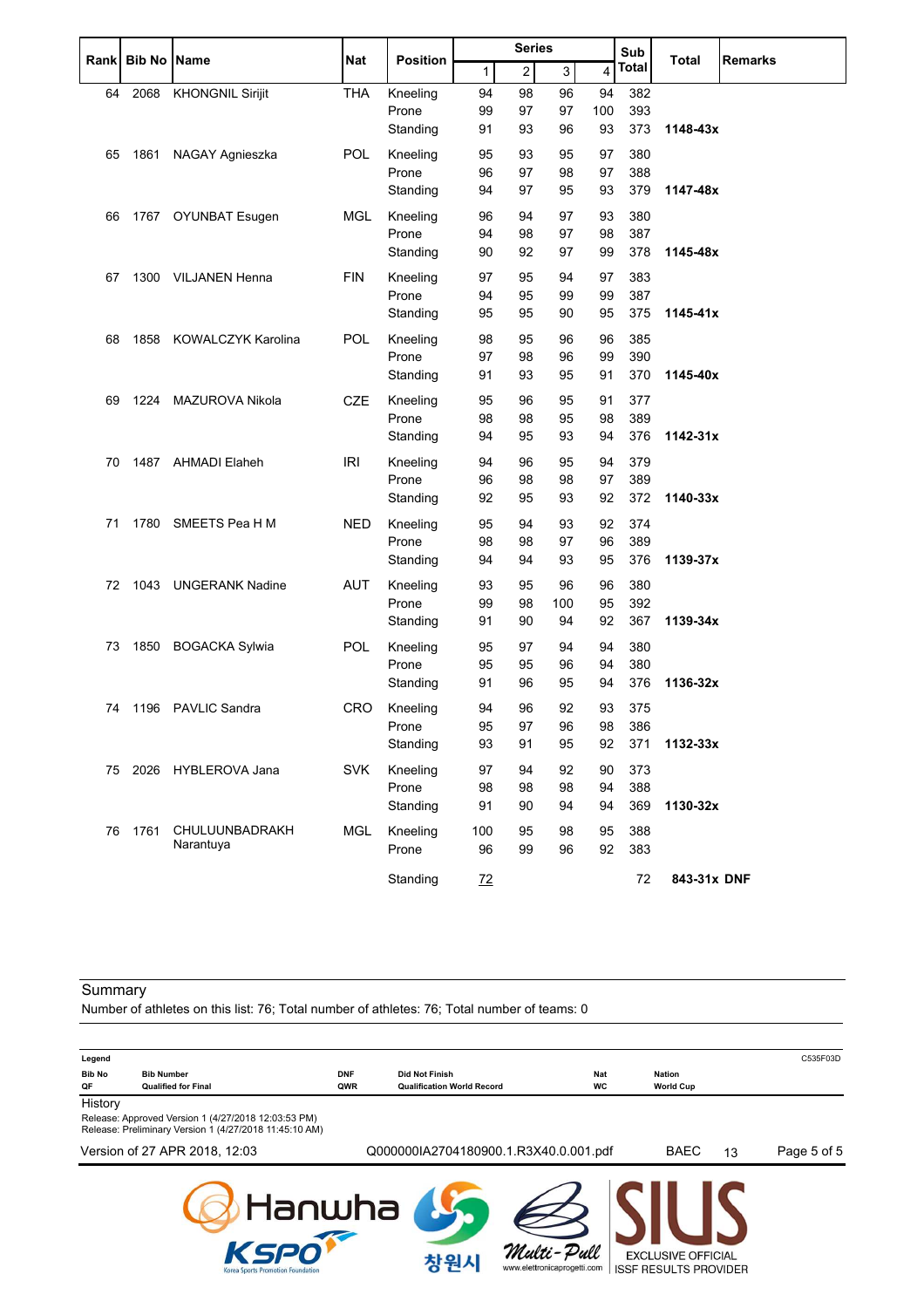| Rank | Bib No | Name | Nat | Position | Series 1 | 2 | 3 | 4 | Sub Total | Total | Remarks |
|---|---|---|---|---|---|---|---|---|---|---|---|
| 64 | 2068 | KHONGNIL Sirijit | THA | Kneeling | 94 | 98 | 96 | 94 | 382 | | |
| | | | | Prone | 99 | 97 | 97 | 100 | 393 | | |
| | | | | Standing | 91 | 93 | 96 | 93 | 373 | **1148-43x** | |
| 65 | 1861 | NAGAY Agnieszka | POL | Kneeling | 95 | 93 | 95 | 97 | 380 | | |
| | | | | Prone | 96 | 97 | 98 | 97 | 388 | | |
| | | | | Standing | 94 | 97 | 95 | 93 | 379 | **1147-48x** | |
| 66 | 1767 | OYUNBAT Esugen | MGL | Kneeling | 96 | 94 | 97 | 93 | 380 | | |
| | | | | Prone | 94 | 98 | 97 | 98 | 387 | | |
| | | | | Standing | 90 | 92 | 97 | 99 | 378 | **1145-48x** | |
| 67 | 1300 | VILJANEN Henna | FIN | Kneeling | 97 | 95 | 94 | 97 | 383 | | |
| | | | | Prone | 94 | 95 | 99 | 99 | 387 | | |
| | | | | Standing | 95 | 95 | 90 | 95 | 375 | **1145-41x** | |
| 68 | 1858 | KOWALCZYK Karolina | POL | Kneeling | 98 | 95 | 96 | 96 | 385 | | |
| | | | | Prone | 97 | 98 | 96 | 99 | 390 | | |
| | | | | Standing | 91 | 93 | 95 | 91 | 370 | **1145-40x** | |
| 69 | 1224 | MAZUROVA Nikola | CZE | Kneeling | 95 | 96 | 95 | 91 | 377 | | |
| | | | | Prone | 98 | 98 | 95 | 98 | 389 | | |
| | | | | Standing | 94 | 95 | 93 | 94 | 376 | **1142-31x** | |
| 70 | 1487 | AHMADI Elaheh | IRI | Kneeling | 94 | 96 | 95 | 94 | 379 | | |
| | | | | Prone | 96 | 98 | 98 | 97 | 389 | | |
| | | | | Standing | 92 | 95 | 93 | 92 | 372 | **1140-33x** | |
| 71 | 1780 | SMEETS Pea H M | NED | Kneeling | 95 | 94 | 93 | 92 | 374 | | |
| | | | | Prone | 98 | 98 | 97 | 96 | 389 | | |
| | | | | Standing | 94 | 94 | 93 | 95 | 376 | **1139-37x** | |
| 72 | 1043 | UNGERANK Nadine | AUT | Kneeling | 93 | 95 | 96 | 96 | 380 | | |
| | | | | Prone | 99 | 98 | 100 | 95 | 392 | | |
| | | | | Standing | 91 | 90 | 94 | 92 | 367 | **1139-34x** | |
| 73 | 1850 | BOGACKA Sylwia | POL | Kneeling | 95 | 97 | 94 | 94 | 380 | | |
| | | | | Prone | 95 | 95 | 96 | 94 | 380 | | |
| | | | | Standing | 91 | 96 | 95 | 94 | 376 | **1136-32x** | |
| 74 | 1196 | PAVLIC Sandra | CRO | Kneeling | 94 | 96 | 92 | 93 | 375 | | |
| | | | | Prone | 95 | 97 | 96 | 98 | 386 | | |
| | | | | Standing | 93 | 91 | 95 | 92 | 371 | **1132-33x** | |
| 75 | 2026 | HYBLEROVA Jana | SVK | Kneeling | 97 | 94 | 92 | 90 | 373 | | |
| | | | | Prone | 98 | 98 | 98 | 94 | 388 | | |
| | | | | Standing | 91 | 90 | 94 | 94 | 369 | **1130-32x** | |
| 76 | 1761 | CHULUUNBADRAKH Narantuya | MGL | Kneeling | 100 | 95 | 98 | 95 | 388 | | |
| | | | | Prone | 96 | 99 | 96 | 92 | 383 | | |
| | | | | Standing | 72 | | | | 72 | **843-31x** | **DNF** |

## Summary

Number of athletes on this list: 76; Total number of athletes: 76; Total number of teams: 0

| Legend | | | | | |
|---|---|---|---|---|---|
| Bib No | Bib Number | DNF | Did Not Finish | Nat | Nation |
| QF | Qualified for Final | QWR | Qualification World Record | WC | World Cup |

History

Release: Approved Version 1 (4/27/2018 12:03:53 PM)
Release: Preliminary Version 1 (4/27/2018 11:45:10 AM)

Version of 27 APR 2018, 12:03 Q000000IA2704180900.1.R3X40.0.001.pdf BAEC 13

C535F03D